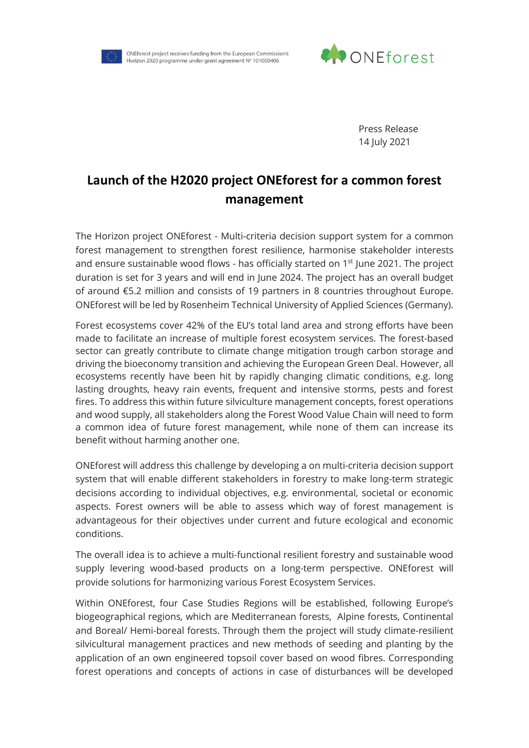ONEforest project receives funding from the European Commission's Horizon 2020 programme under grant agreement Nº 101000406

ONEforest

Press Release
14 July 2021

# Launch of the H2020 project ONEforest for a common forest management

The Horizon project ONEforest - Multi-criteria decision support system for a common forest management to strengthen forest resilience, harmonise stakeholder interests and ensure sustainable wood flows - has officially started on 1st June 2021. The project duration is set for 3 years and will end in June 2024. The project has an overall budget of around €5.2 million and consists of 19 partners in 8 countries throughout Europe. ONEforest will be led by Rosenheim Technical University of Applied Sciences (Germany).

Forest ecosystems cover 42% of the EU's total land area and strong efforts have been made to facilitate an increase of multiple forest ecosystem services. The forest-based sector can greatly contribute to climate change mitigation trough carbon storage and driving the bioeconomy transition and achieving the European Green Deal. However, all ecosystems recently have been hit by rapidly changing climatic conditions, e.g. long lasting droughts, heavy rain events, frequent and intensive storms, pests and forest fires. To address this within future silviculture management concepts, forest operations and wood supply, all stakeholders along the Forest Wood Value Chain will need to form a common idea of future forest management, while none of them can increase its benefit without harming another one.

ONEforest will address this challenge by developing a on multi-criteria decision support system that will enable different stakeholders in forestry to make long-term strategic decisions according to individual objectives, e.g. environmental, societal or economic aspects. Forest owners will be able to assess which way of forest management is advantageous for their objectives under current and future ecological and economic conditions.

The overall idea is to achieve a multi-functional resilient forestry and sustainable wood supply levering wood-based products on a long-term perspective. ONEforest will provide solutions for harmonizing various Forest Ecosystem Services.

Within ONEforest, four Case Studies Regions will be established, following Europe's biogeographical regions, which are Mediterranean forests, Alpine forests, Continental and Boreal/ Hemi-boreal forests. Through them the project will study climate-resilient silvicultural management practices and new methods of seeding and planting by the application of an own engineered topsoil cover based on wood fibres. Corresponding forest operations and concepts of actions in case of disturbances will be developed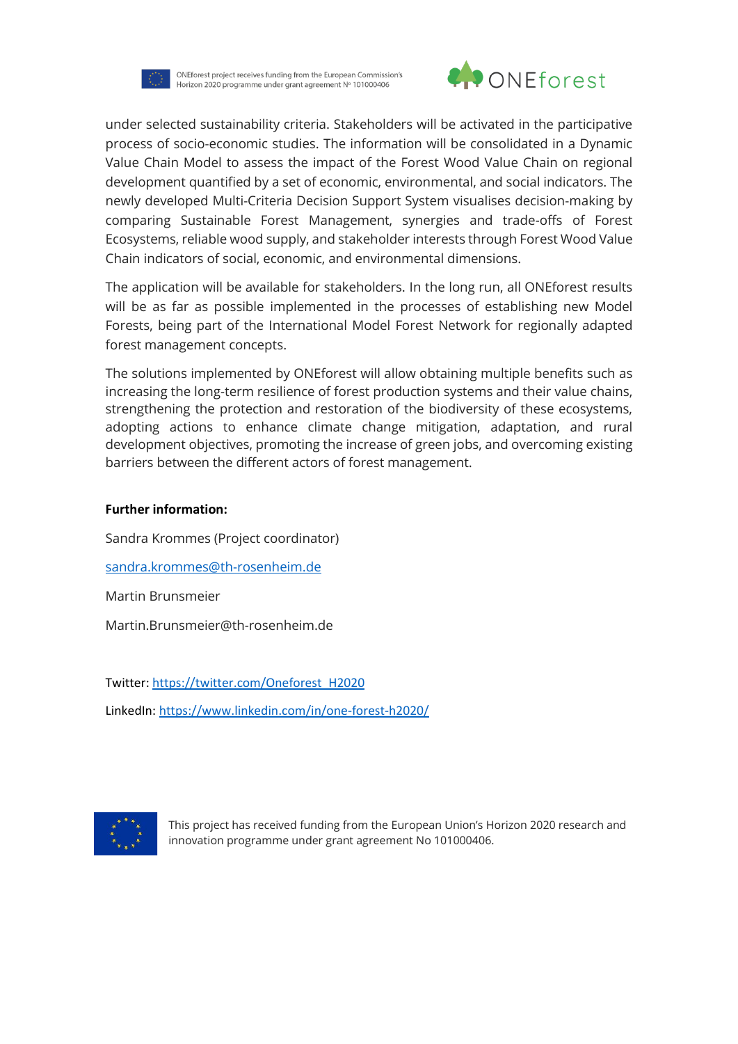under selected sustainability criteria. Stakeholders will be activated in the participative process of socio-economic studies. The information will be consolidated in a Dynamic Value Chain Model to assess the impact of the Forest Wood Value Chain on regional development quantified by a set of economic, environmental, and social indicators. The newly developed Multi-Criteria Decision Support System visualises decision-making by comparing Sustainable Forest Management, synergies and trade-offs of Forest Ecosystems, reliable wood supply, and stakeholder interests through Forest Wood Value Chain indicators of social, economic, and environmental dimensions.

The application will be available for stakeholders. In the long run, all ONEforest results will be as far as possible implemented in the processes of establishing new Model Forests, being part of the International Model Forest Network for regionally adapted forest management concepts.

The solutions implemented by ONEforest will allow obtaining multiple benefits such as increasing the long-term resilience of forest production systems and their value chains, strengthening the protection and restoration of the biodiversity of these ecosystems, adopting actions to enhance climate change mitigation, adaptation, and rural development objectives, promoting the increase of green jobs, and overcoming existing barriers between the different actors of forest management.

**Further information:**

Sandra Krommes (Project coordinator)

sandra.krommes@th-rosenheim.de

Martin Brunsmeier

Martin.Brunsmeier@th-rosenheim.de

Twitter: https://twitter.com/Oneforest_H2020

LinkedIn: https://www.linkedin.com/in/one-forest-h2020/

This project has received funding from the European Union's Horizon 2020 research and innovation programme under grant agreement No 101000406.